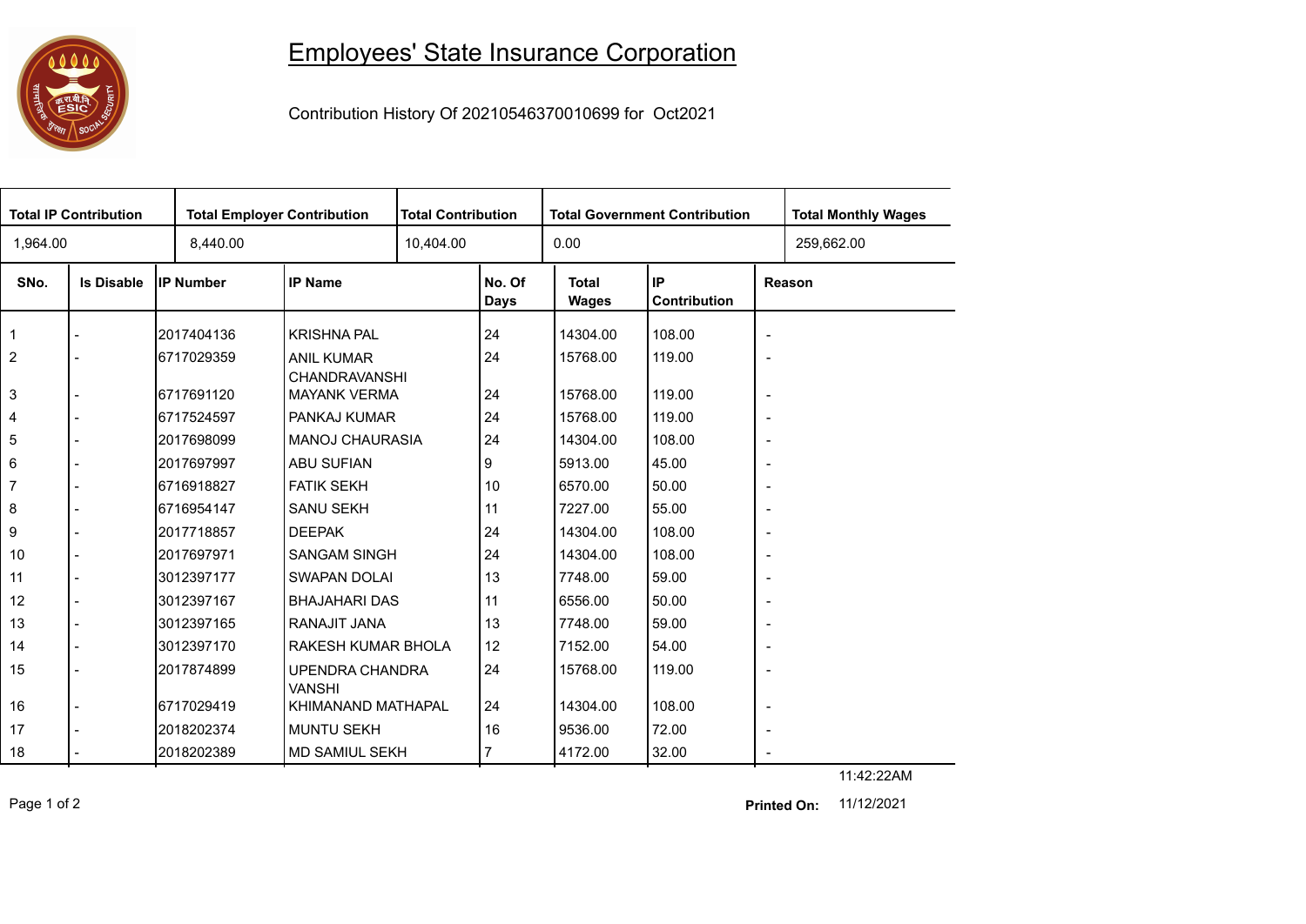# Employees' State Insurance Corporation

Contribution History Of 20210546370010699 for Oct2021

| Total IP Contribution | Total Employer Contribution | Total Contribution | Total Government Contribution | Total Monthly Wages |
|---|---|---|---|---|
| 1,964.00 | 8,440.00 | 10,404.00 | 0.00 | 259,662.00 |

| SNo. | Is Disable | IP Number | IP Name | No. Of Days | Total Wages | IP Contribution | Reason |
|---|---|---|---|---|---|---|---|
| 1 | - | 2017404136 | KRISHNA PAL | 24 | 14304.00 | 108.00 | - |
| 2 | - | 6717029359 | ANIL KUMAR CHANDRAVANSHI | 24 | 15768.00 | 119.00 | - |
| 3 | - | 6717691120 | MAYANK VERMA | 24 | 15768.00 | 119.00 | - |
| 4 | - | 6717524597 | PANKAJ KUMAR | 24 | 15768.00 | 119.00 | - |
| 5 | - | 2017698099 | MANOJ CHAURASIA | 24 | 14304.00 | 108.00 | - |
| 6 | - | 2017697997 | ABU SUFIAN | 9 | 5913.00 | 45.00 | - |
| 7 | - | 6716918827 | FATIK SEKH | 10 | 6570.00 | 50.00 | - |
| 8 | - | 6716954147 | SANU SEKH | 11 | 7227.00 | 55.00 | - |
| 9 | - | 2017718857 | DEEPAK | 24 | 14304.00 | 108.00 | - |
| 10 | - | 2017697971 | SANGAM SINGH | 24 | 14304.00 | 108.00 | - |
| 11 | - | 3012397177 | SWAPAN DOLAI | 13 | 7748.00 | 59.00 | - |
| 12 | - | 3012397167 | BHAJAHARI DAS | 11 | 6556.00 | 50.00 | - |
| 13 | - | 3012397165 | RANAJIT JANA | 13 | 7748.00 | 59.00 | - |
| 14 | - | 3012397170 | RAKESH KUMAR BHOLA | 12 | 7152.00 | 54.00 | - |
| 15 | - | 2017874899 | UPENDRA CHANDRA VANSHI | 24 | 15768.00 | 119.00 | - |
| 16 | - | 6717029419 | KHIMANAND MATHAPAL | 24 | 14304.00 | 108.00 | - |
| 17 | - | 2018202374 | MUNTU SEKH | 16 | 9536.00 | 72.00 | - |
| 18 | - | 2018202389 | MD SAMIUL SEKH | 7 | 4172.00 | 32.00 | - |

11:42:22AM

**Printed On:** 11/12/2021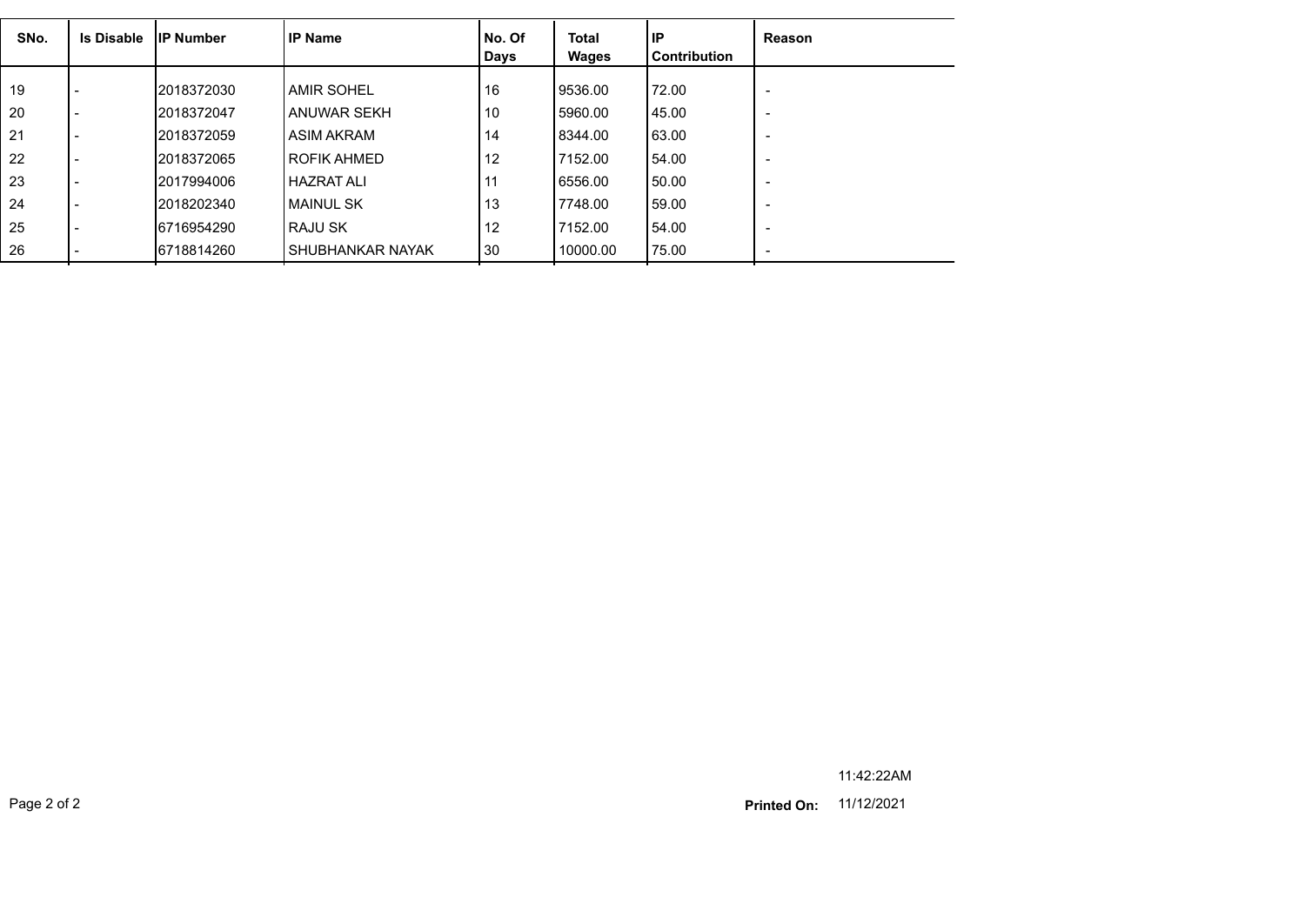| SNo. | Is Disable | IP Number | IP Name | No. Of Days | Total Wages | IP Contribution | Reason |
|---|---|---|---|---|---|---|---|
| 19 | - | 2018372030 | AMIR SOHEL | 16 | 9536.00 | 72.00 | - |
| 20 | - | 2018372047 | ANUWAR SEKH | 10 | 5960.00 | 45.00 | - |
| 21 | - | 2018372059 | ASIM AKRAM | 14 | 8344.00 | 63.00 | - |
| 22 | - | 2018372065 | ROFIK AHMED | 12 | 7152.00 | 54.00 | - |
| 23 | - | 2017994006 | HAZRAT ALI | 11 | 6556.00 | 50.00 | - |
| 24 | - | 2018202340 | MAINUL SK | 13 | 7748.00 | 59.00 | - |
| 25 | - | 6716954290 | RAJU SK | 12 | 7152.00 | 54.00 | - |
| 26 | - | 6718814260 | SHUBHANKAR NAYAK | 30 | 10000.00 | 75.00 | - |

11:42:22AM

**Printed On:** 11/12/2021